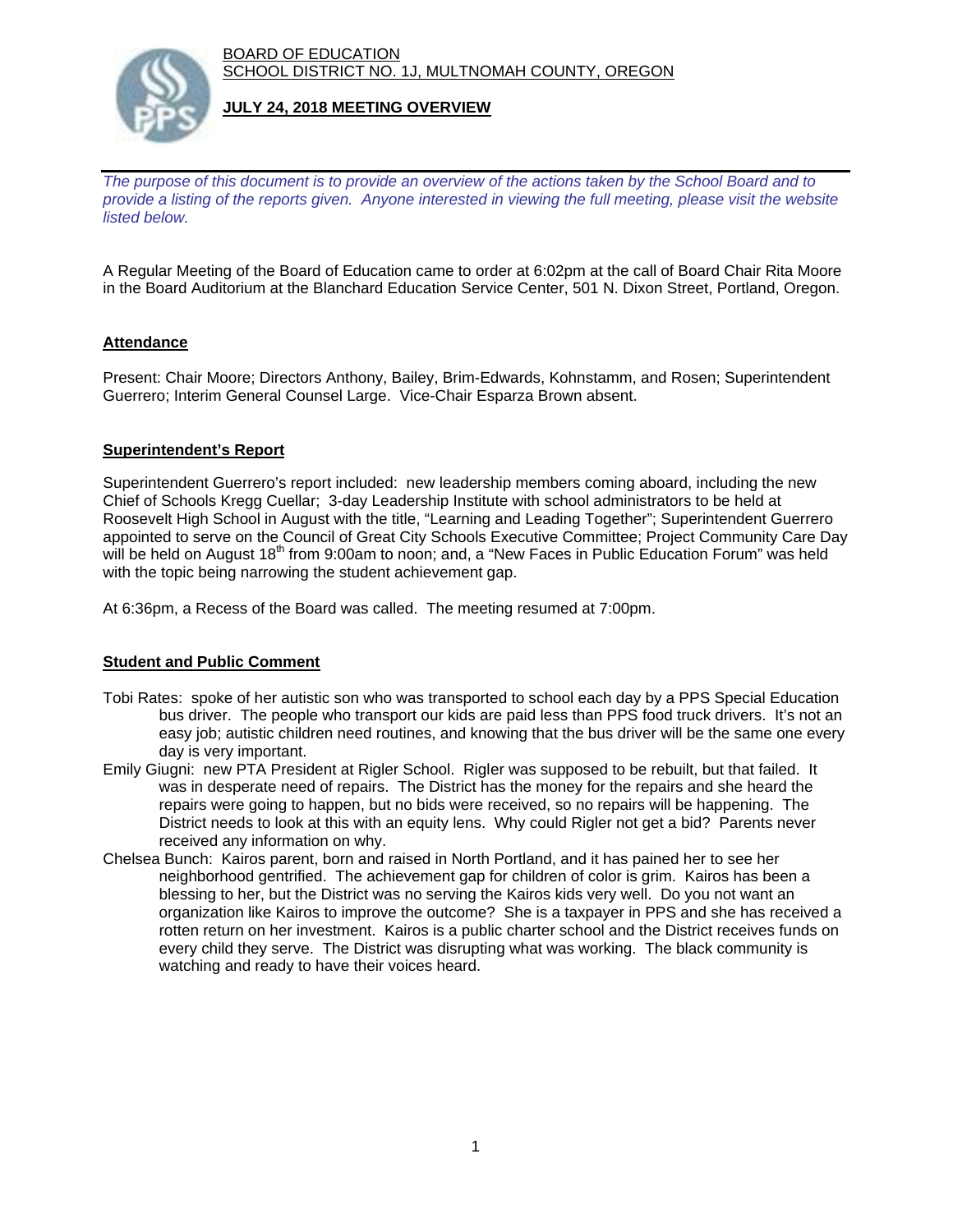BOARD OF EDUCATION
SCHOOL DISTRICT NO. 1J, MULTNOMAH COUNTY, OREGON

**JULY 24, 2018 MEETING OVERVIEW**

*The purpose of this document is to provide an overview of the actions taken by the School Board and to provide a listing of the reports given. Anyone interested in viewing the full meeting, please visit the website listed below.*

A Regular Meeting of the Board of Education came to order at 6:02pm at the call of Board Chair Rita Moore in the Board Auditorium at the Blanchard Education Service Center, 501 N. Dixon Street, Portland, Oregon.

## Attendance

Present: Chair Moore; Directors Anthony, Bailey, Brim-Edwards, Kohnstamm, and Rosen; Superintendent Guerrero; Interim General Counsel Large. Vice-Chair Esparza Brown absent.

## Superintendent's Report

Superintendent Guerrero's report included: new leadership members coming aboard, including the new Chief of Schools Kregg Cuellar; 3-day Leadership Institute with school administrators to be held at Roosevelt High School in August with the title, "Learning and Leading Together"; Superintendent Guerrero appointed to serve on the Council of Great City Schools Executive Committee; Project Community Care Day will be held on August 18th from 9:00am to noon; and, a "New Faces in Public Education Forum" was held with the topic being narrowing the student achievement gap.

At 6:36pm, a Recess of the Board was called. The meeting resumed at 7:00pm.

## Student and Public Comment

- Tobi Rates: spoke of her autistic son who was transported to school each day by a PPS Special Education bus driver. The people who transport our kids are paid less than PPS food truck drivers. It's not an easy job; autistic children need routines, and knowing that the bus driver will be the same one every day is very important.
- Emily Giugni: new PTA President at Rigler School. Rigler was supposed to be rebuilt, but that failed. It was in desperate need of repairs. The District has the money for the repairs and she heard the repairs were going to happen, but no bids were received, so no repairs will be happening. The District needs to look at this with an equity lens. Why could Rigler not get a bid? Parents never received any information on why.
- Chelsea Bunch: Kairos parent, born and raised in North Portland, and it has pained her to see her neighborhood gentrified. The achievement gap for children of color is grim. Kairos has been a blessing to her, but the District was no serving the Kairos kids very well. Do you not want an organization like Kairos to improve the outcome? She is a taxpayer in PPS and she has received a rotten return on her investment. Kairos is a public charter school and the District receives funds on every child they serve. The District was disrupting what was working. The black community is watching and ready to have their voices heard.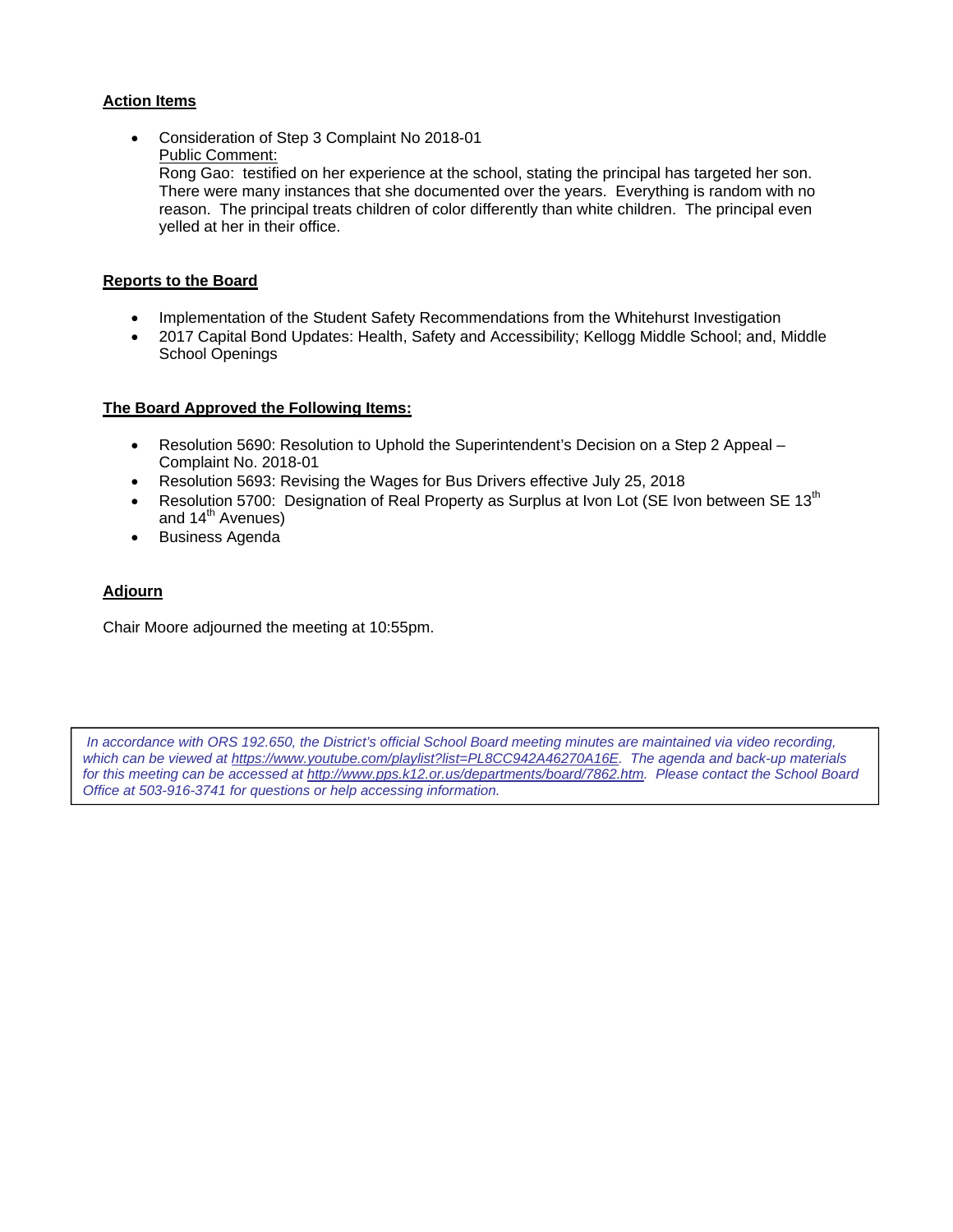**Action Items**

- Consideration of Step 3 Complaint No 2018-01
  Public Comment:
  Rong Gao: testified on her experience at the school, stating the principal has targeted her son. There were many instances that she documented over the years. Everything is random with no reason. The principal treats children of color differently than white children. The principal even yelled at her in their office.

**Reports to the Board**

- Implementation of the Student Safety Recommendations from the Whitehurst Investigation
- 2017 Capital Bond Updates: Health, Safety and Accessibility; Kellogg Middle School; and, Middle School Openings

**The Board Approved the Following Items:**

- Resolution 5690: Resolution to Uphold the Superintendent's Decision on a Step 2 Appeal – Complaint No. 2018-01
- Resolution 5693: Revising the Wages for Bus Drivers effective July 25, 2018
- Resolution 5700: Designation of Real Property as Surplus at Ivon Lot (SE Ivon between SE 13th and 14th Avenues)
- Business Agenda

**Adjourn**

Chair Moore adjourned the meeting at 10:55pm.

*In accordance with ORS 192.650, the District's official School Board meeting minutes are maintained via video recording, which can be viewed at https://www.youtube.com/playlist?list=PL8CC942A46270A16E. The agenda and back-up materials for this meeting can be accessed at http://www.pps.k12.or.us/departments/board/7862.htm. Please contact the School Board Office at 503-916-3741 for questions or help accessing information.*